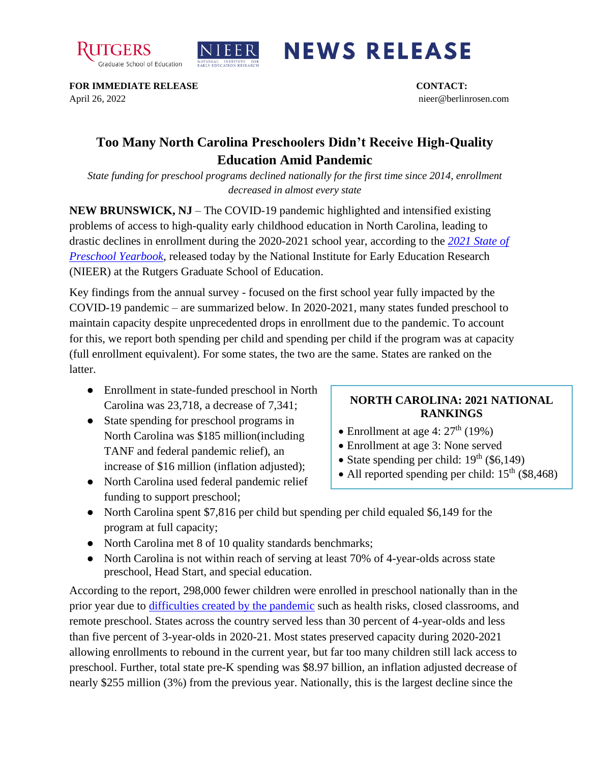**FOR IMMEDIATE RELEASE**
April 26, 2022

**CONTACT:**
nieer@berlinrosen.com

# Too Many North Carolina Preschoolers Didn't Receive High-Quality Education Amid Pandemic

*State funding for preschool programs declined nationally for the first time since 2014, enrollment decreased in almost every state*

**NEW BRUNSWICK, NJ** – The COVID-19 pandemic highlighted and intensified existing problems of access to high-quality early childhood education in North Carolina, leading to drastic declines in enrollment during the 2020-2021 school year, according to the *2021 State of Preschool Yearbook*, released today by the National Institute for Early Education Research (NIEER) at the Rutgers Graduate School of Education.

Key findings from the annual survey - focused on the first school year fully impacted by the COVID-19 pandemic – are summarized below. In 2020-2021, many states funded preschool to maintain capacity despite unprecedented drops in enrollment due to the pandemic. To account for this, we report both spending per child and spending per child if the program was at capacity (full enrollment equivalent). For some states, the two are the same. States are ranked on the latter.

- Enrollment in state-funded preschool in North Carolina was 23,718, a decrease of 7,341;
- State spending for preschool programs in North Carolina was $185 million(including TANF and federal pandemic relief), an increase of $16 million (inflation adjusted);
- North Carolina used federal pandemic relief funding to support preschool;
- North Carolina spent $7,816 per child but spending per child equaled $6,149 for the program at full capacity;
- North Carolina met 8 of 10 quality standards benchmarks;
- North Carolina is not within reach of serving at least 70% of 4-year-olds across state preschool, Head Start, and special education.

**NORTH CAROLINA: 2021 NATIONAL RANKINGS**

- Enrollment at age 4: 27th (19%)
- Enrollment at age 3: None served
- State spending per child: 19th ($6,149)
- All reported spending per child: 15th ($8,468)

According to the report, 298,000 fewer children were enrolled in preschool nationally than in the prior year due to difficulties created by the pandemic such as health risks, closed classrooms, and remote preschool. States across the country served less than 30 percent of 4-year-olds and less than five percent of 3-year-olds in 2020-21. Most states preserved capacity during 2020-2021 allowing enrollments to rebound in the current year, but far too many children still lack access to preschool. Further, total state pre-K spending was $8.97 billion, an inflation adjusted decrease of nearly $255 million (3%) from the previous year. Nationally, this is the largest decline since the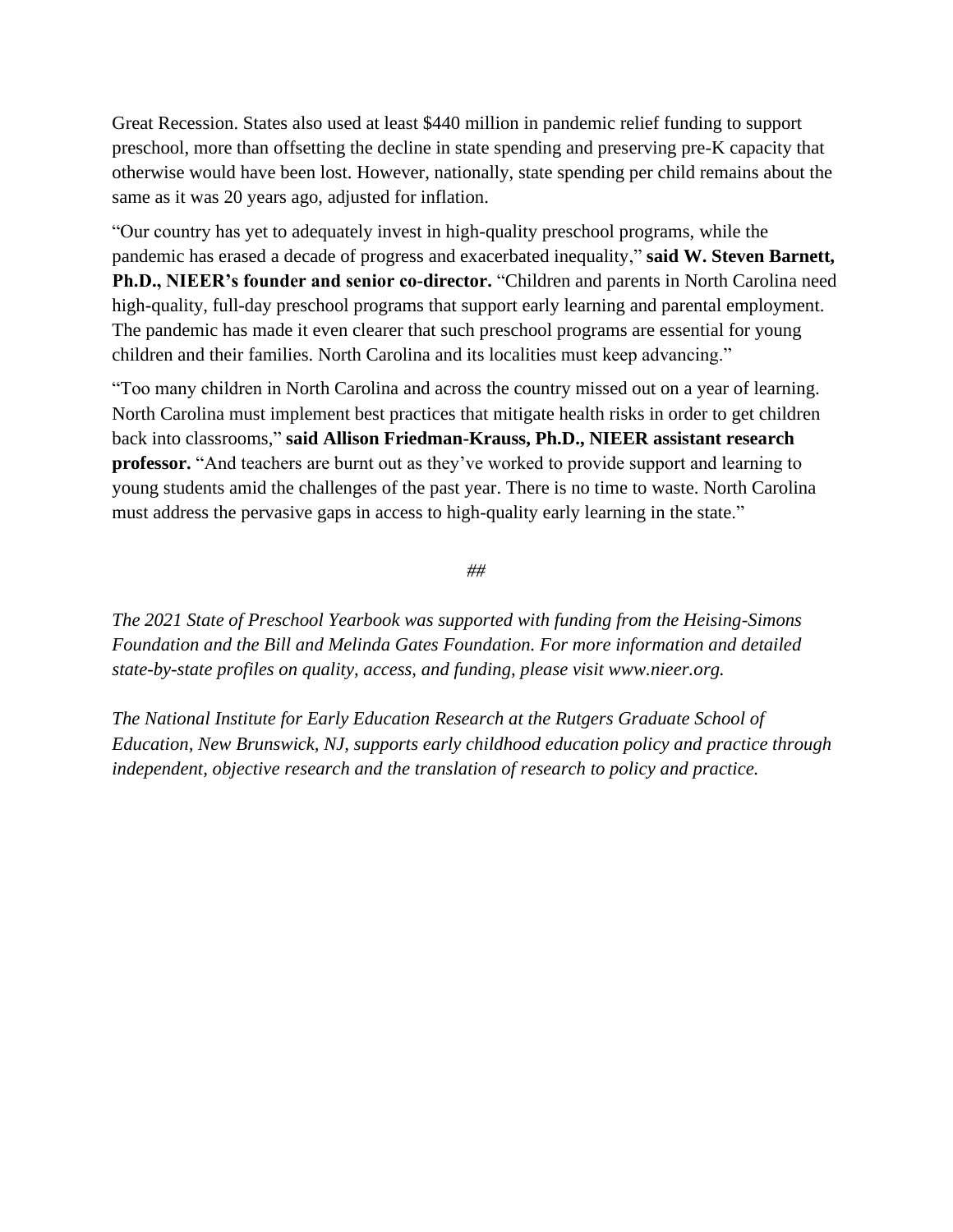Great Recession. States also used at least $440 million in pandemic relief funding to support preschool, more than offsetting the decline in state spending and preserving pre-K capacity that otherwise would have been lost. However, nationally, state spending per child remains about the same as it was 20 years ago, adjusted for inflation.

"Our country has yet to adequately invest in high-quality preschool programs, while the pandemic has erased a decade of progress and exacerbated inequality," **said W. Steven Barnett, Ph.D., NIEER's founder and senior co-director.** "Children and parents in North Carolina need high-quality, full-day preschool programs that support early learning and parental employment. The pandemic has made it even clearer that such preschool programs are essential for young children and their families. North Carolina and its localities must keep advancing."

"Too many children in North Carolina and across the country missed out on a year of learning. North Carolina must implement best practices that mitigate health risks in order to get children back into classrooms," **said Allison Friedman-Krauss, Ph.D., NIEER assistant research professor.** "And teachers are burnt out as they've worked to provide support and learning to young students amid the challenges of the past year. There is no time to waste. North Carolina must address the pervasive gaps in access to high-quality early learning in the state."

*##*

*The 2021 State of Preschool Yearbook was supported with funding from the Heising-Simons Foundation and the Bill and Melinda Gates Foundation. For more information and detailed state-by-state profiles on quality, access, and funding, please visit www.nieer.org.*

*The National Institute for Early Education Research at the Rutgers Graduate School of Education, New Brunswick, NJ, supports early childhood education policy and practice through independent, objective research and the translation of research to policy and practice.*